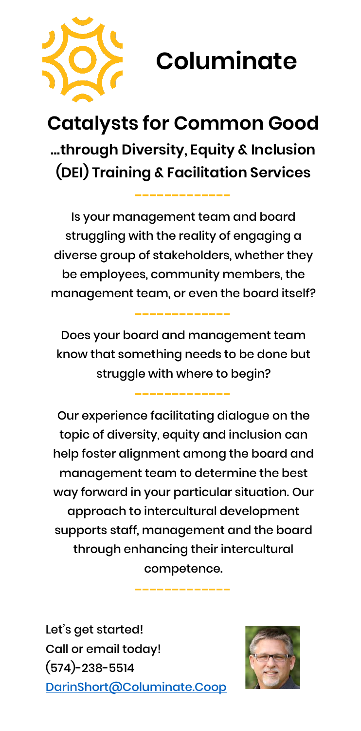# Columinate

## Catalysts for Common Good

### ...through Diversity, Equity & Inclusion (DEI) Training & Facilitation Services

Is your management team and board struggling with the reality of engaging a diverse group of stakeholders, whether they be employees, community members, the management team, or even the board itself?

Does your board and management team know that something needs to be done but struggle with where to begin?

Our experience facilitating dialogue on the topic of diversity, equity and inclusion can help foster alignment among the board and management team to determine the best way forward in your particular situation. Our approach to intercultural development supports staff, management and the board through enhancing their intercultural competence.

Let's get started!
Call or email today!
(574)-238-5514
DarinShort@Columinate.Coop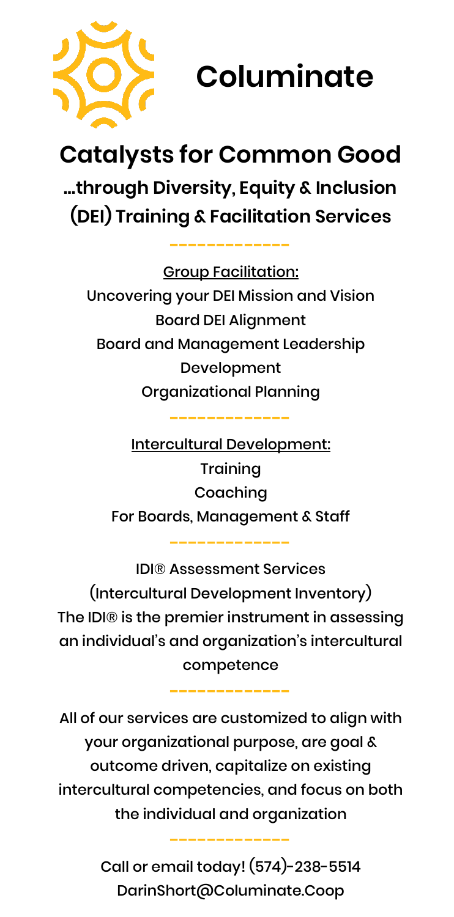# Columinate

## Catalysts for Common Good

### ...through Diversity, Equity & Inclusion (DEI) Training & Facilitation Services

---

Group Facilitation:

Uncovering your DEI Mission and Vision
Board DEI Alignment
Board and Management Leadership Development
Organizational Planning

---

Intercultural Development:

Training
Coaching
For Boards, Management & Staff

---

IDI® Assessment Services
(Intercultural Development Inventory)
The IDI® is the premier instrument in assessing an individual's and organization's intercultural competence

---

All of our services are customized to align with your organizational purpose, are goal & outcome driven, capitalize on existing intercultural competencies, and focus on both the individual and organization

---

Call or email today! (574)-238-5514
DarinShort@Columinate.Coop